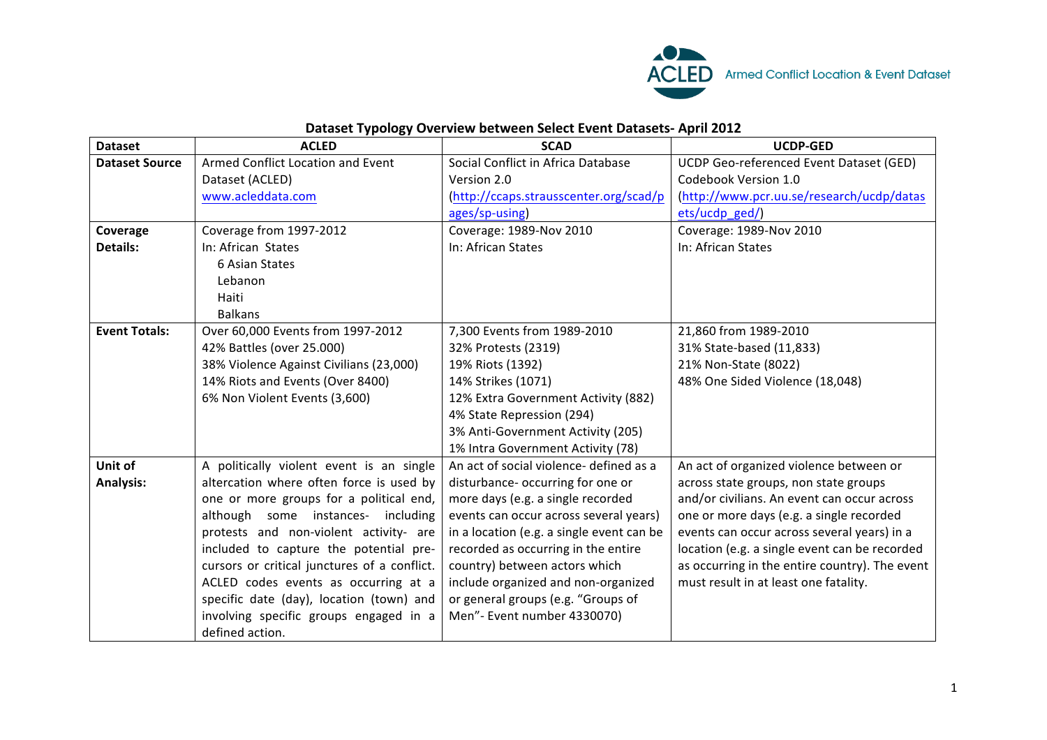ACLED Armed Conflict Location & Event Dataset

## Dataset Typology Overview between Select Event Datasets- April 2012

| Dataset | ACLED | SCAD | UCDP-GED |
|---|---|---|---|
| **Dataset Source** | Armed Conflict Location and Event Dataset (ACLED) www.acleddata.com | Social Conflict in Africa Database Version 2.0 (http://ccaps.strausscenter.org/scad/pages/sp-using) | UCDP Geo-referenced Event Dataset (GED) Codebook Version 1.0 (http://www.pcr.uu.se/research/ucdp/datasets/ucdp_ged/) |
| **Coverage Details:** | Coverage from 1997-2012<br>In: African States<br>6 Asian States<br>Lebanon<br>Haiti<br>Balkans | Coverage: 1989-Nov 2010<br>In: African States | Coverage: 1989-Nov 2010<br>In: African States |
| **Event Totals:** | Over 60,000 Events from 1997-2012<br>42% Battles (over 25.000)<br>38% Violence Against Civilians (23,000)<br>14% Riots and Events (Over 8400)<br>6% Non Violent Events (3,600) | 7,300 Events from 1989-2010<br>32% Protests (2319)<br>19% Riots (1392)<br>14% Strikes (1071)<br>12% Extra Government Activity (882)<br>4% State Repression (294)<br>3% Anti-Government Activity (205)<br>1% Intra Government Activity (78) | 21,860 from 1989-2010<br>31% State-based (11,833)<br>21% Non-State (8022)<br>48% One Sided Violence (18,048) |
| **Unit of Analysis:** | A politically violent event is an single altercation where often force is used by one or more groups for a political end, although some instances- including protests and non-violent activity- are included to capture the potential pre-cursors or critical junctures of a conflict. ACLED codes events as occurring at a specific date (day), location (town) and involving specific groups engaged in a defined action. | An act of social violence- defined as a disturbance- occurring for one or more days (e.g. a single recorded events can occur across several years) in a location (e.g. a single event can be recorded as occurring in the entire country) between actors which include organized and non-organized or general groups (e.g. "Groups of Men"- Event number 4330070) | An act of organized violence between or across state groups, non state groups and/or civilians. An event can occur across one or more days (e.g. a single recorded events can occur across several years) in a location (e.g. a single event can be recorded as occurring in the entire country). The event must result in at least one fatality. |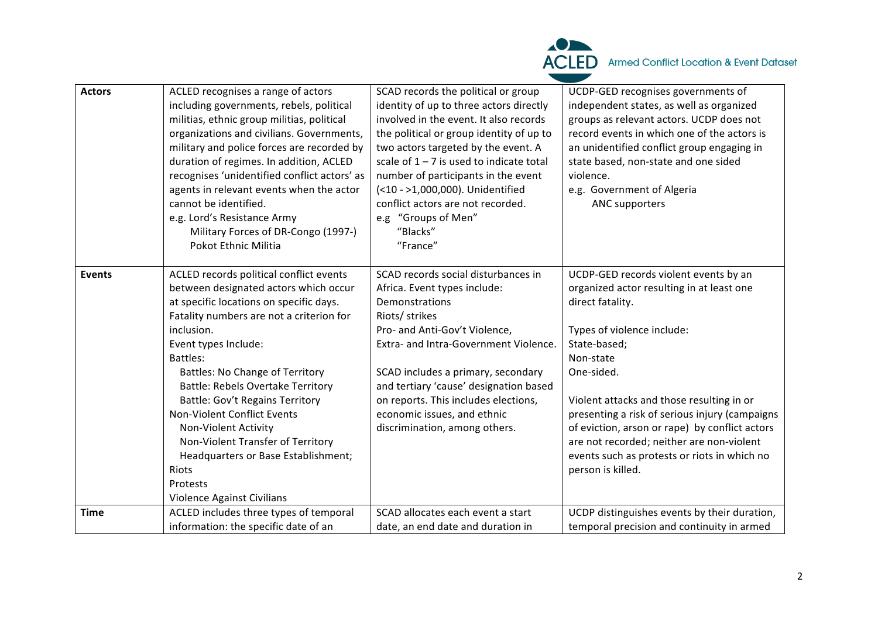| **Actors** | ACLED recognises a range of actors including governments, rebels, political militias, ethnic group militias, political organizations and civilians. Governments, military and police forces are recorded by duration of regimes. In addition, ACLED recognises 'unidentified conflict actors' as agents in relevant events when the actor cannot be identified.<br>e.g. Lord's Resistance Army<br>Military Forces of DR-Congo (1997-)<br>Pokot Ethnic Militia | SCAD records the political or group identity of up to three actors directly involved in the event. It also records the political or group identity of up to two actors targeted by the event. A scale of 1 – 7 is used to indicate total number of participants in the event (<10 - >1,000,000). Unidentified conflict actors are not recorded.<br>e.g "Groups of Men"<br>"Blacks"<br>"France" | UCDP-GED recognises governments of independent states, as well as organized groups as relevant actors. UCDP does not record events in which one of the actors is an unidentified conflict group engaging in state based, non-state and one sided violence.<br>e.g. Government of Algeria<br>ANC supporters |
|---|---|---|---|
| **Events** | ACLED records political conflict events between designated actors which occur at specific locations on specific days. Fatality numbers are not a criterion for inclusion.<br>Event types Include:<br>Battles:<br>Battles: No Change of Territory<br>Battle: Rebels Overtake Territory<br>Battle: Gov't Regains Territory<br>Non-Violent Conflict Events<br>Non-Violent Activity<br>Non-Violent Transfer of Territory<br>Headquarters or Base Establishment;<br>Riots<br>Protests<br>Violence Against Civilians | SCAD records social disturbances in Africa. Event types include:<br>Demonstrations<br>Riots/ strikes<br>Pro- and Anti-Gov't Violence,<br>Extra- and Intra-Government Violence.<br><br>SCAD includes a primary, secondary and tertiary 'cause' designation based on reports. This includes elections, economic issues, and ethnic discrimination, among others. | UCDP-GED records violent events by an organized actor resulting in at least one direct fatality.<br><br>Types of violence include:<br>State-based;<br>Non-state<br>One-sided.<br><br>Violent attacks and those resulting in or presenting a risk of serious injury (campaigns of eviction, arson or rape) by conflict actors are not recorded; neither are non-violent events such as protests or riots in which no person is killed. |
| **Time** | ACLED includes three types of temporal information: the specific date of an | SCAD allocates each event a start date, an end date and duration in | UCDP distinguishes events by their duration, temporal precision and continuity in armed |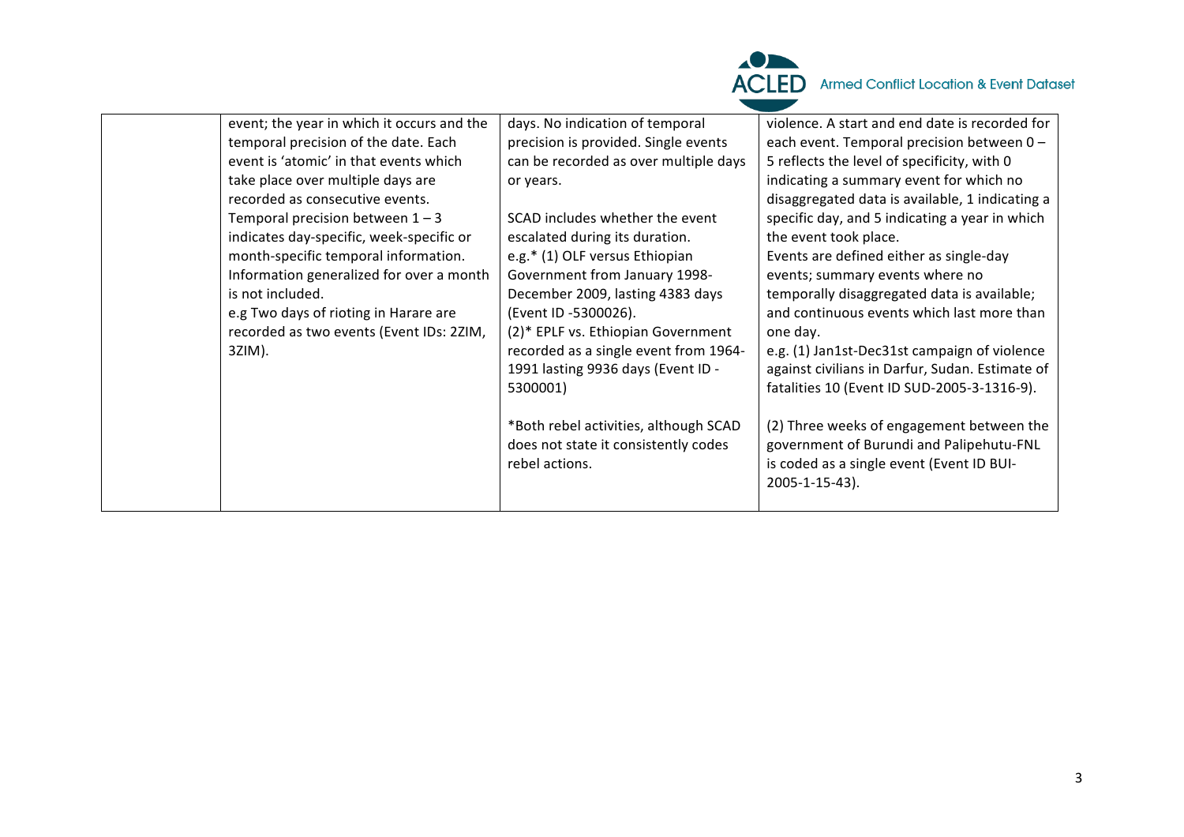| | | | |
|---|---|---|---|
| | event; the year in which it occurs and the temporal precision of the date. Each event is 'atomic' in that events which take place over multiple days are recorded as consecutive events. Temporal precision between 1 – 3 indicates day-specific, week-specific or month-specific temporal information. Information generalized for over a month is not included. e.g Two days of rioting in Harare are recorded as two events (Event IDs: 2ZIM, 3ZIM). | days. No indication of temporal precision is provided. Single events can be recorded as over multiple days or years.<br><br>SCAD includes whether the event escalated during its duration. e.g.* (1) OLF versus Ethiopian Government from January 1998-December 2009, lasting 4383 days (Event ID -5300026). (2)* EPLF vs. Ethiopian Government recorded as a single event from 1964-1991 lasting 9936 days (Event ID -5300001)<br><br>*Both rebel activities, although SCAD does not state it consistently codes rebel actions. | violence. A start and end date is recorded for each event. Temporal precision between 0 – 5 reflects the level of specificity, with 0 indicating a summary event for which no disaggregated data is available, 1 indicating a specific day, and 5 indicating a year in which the event took place. Events are defined either as single-day events; summary events where no temporally disaggregated data is available; and continuous events which last more than one day. e.g. (1) Jan1st-Dec31st campaign of violence against civilians in Darfur, Sudan. Estimate of fatalities 10 (Event ID SUD-2005-3-1316-9).<br><br>(2) Three weeks of engagement between the government of Burundi and Palipehutu-FNL is coded as a single event (Event ID BUI-2005-1-15-43). |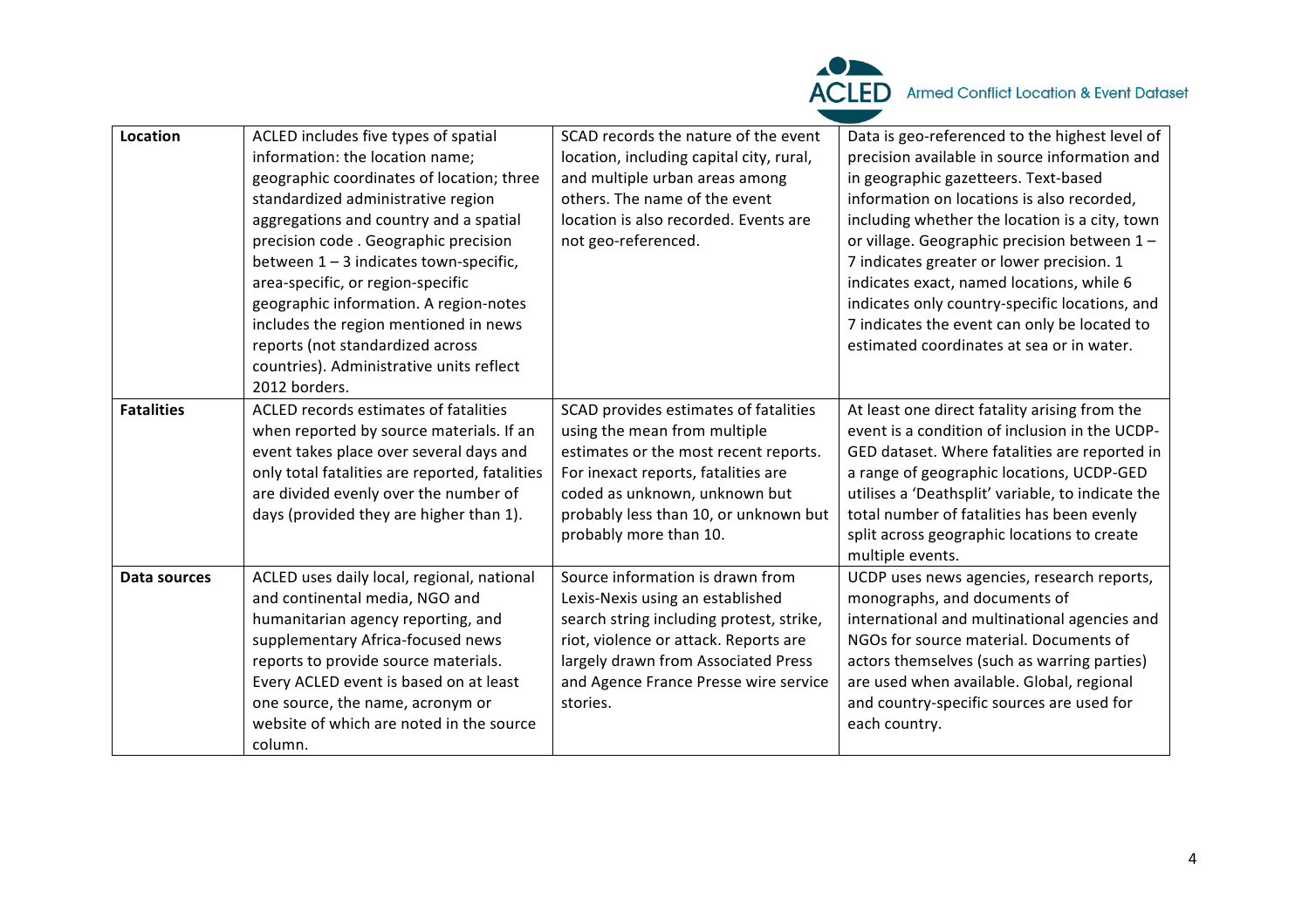| **Location** | ACLED includes five types of spatial information: the location name; geographic coordinates of location; three standardized administrative region aggregations and country and a spatial precision code . Geographic precision between 1 – 3 indicates town-specific, area-specific, or region-specific geographic information. A region-notes includes the region mentioned in news reports (not standardized across countries). Administrative units reflect 2012 borders. | SCAD records the nature of the event location, including capital city, rural, and multiple urban areas among others. The name of the event location is also recorded. Events are not geo-referenced. | Data is geo-referenced to the highest level of precision available in source information and in geographic gazetteers. Text-based information on locations is also recorded, including whether the location is a city, town or village. Geographic precision between 1 – 7 indicates greater or lower precision. 1 indicates exact, named locations, while 6 indicates only country-specific locations, and 7 indicates the event can only be located to estimated coordinates at sea or in water. |
|---|---|---|---|
| **Fatalities** | ACLED records estimates of fatalities when reported by source materials. If an event takes place over several days and only total fatalities are reported, fatalities are divided evenly over the number of days (provided they are higher than 1). | SCAD provides estimates of fatalities using the mean from multiple estimates or the most recent reports. For inexact reports, fatalities are coded as unknown, unknown but probably less than 10, or unknown but probably more than 10. | At least one direct fatality arising from the event is a condition of inclusion in the UCDP-GED dataset. Where fatalities are reported in a range of geographic locations, UCDP-GED utilises a 'Deathsplit' variable, to indicate the total number of fatalities has been evenly split across geographic locations to create multiple events. |
| **Data sources** | ACLED uses daily local, regional, national and continental media, NGO and humanitarian agency reporting, and supplementary Africa-focused news reports to provide source materials. Every ACLED event is based on at least one source, the name, acronym or website of which are noted in the source column. | Source information is drawn from Lexis-Nexis using an established search string including protest, strike, riot, violence or attack. Reports are largely drawn from Associated Press and Agence France Presse wire service stories. | UCDP uses news agencies, research reports, monographs, and documents of international and multinational agencies and NGOs for source material. Documents of actors themselves (such as warring parties) are used when available. Global, regional and country-specific sources are used for each country. |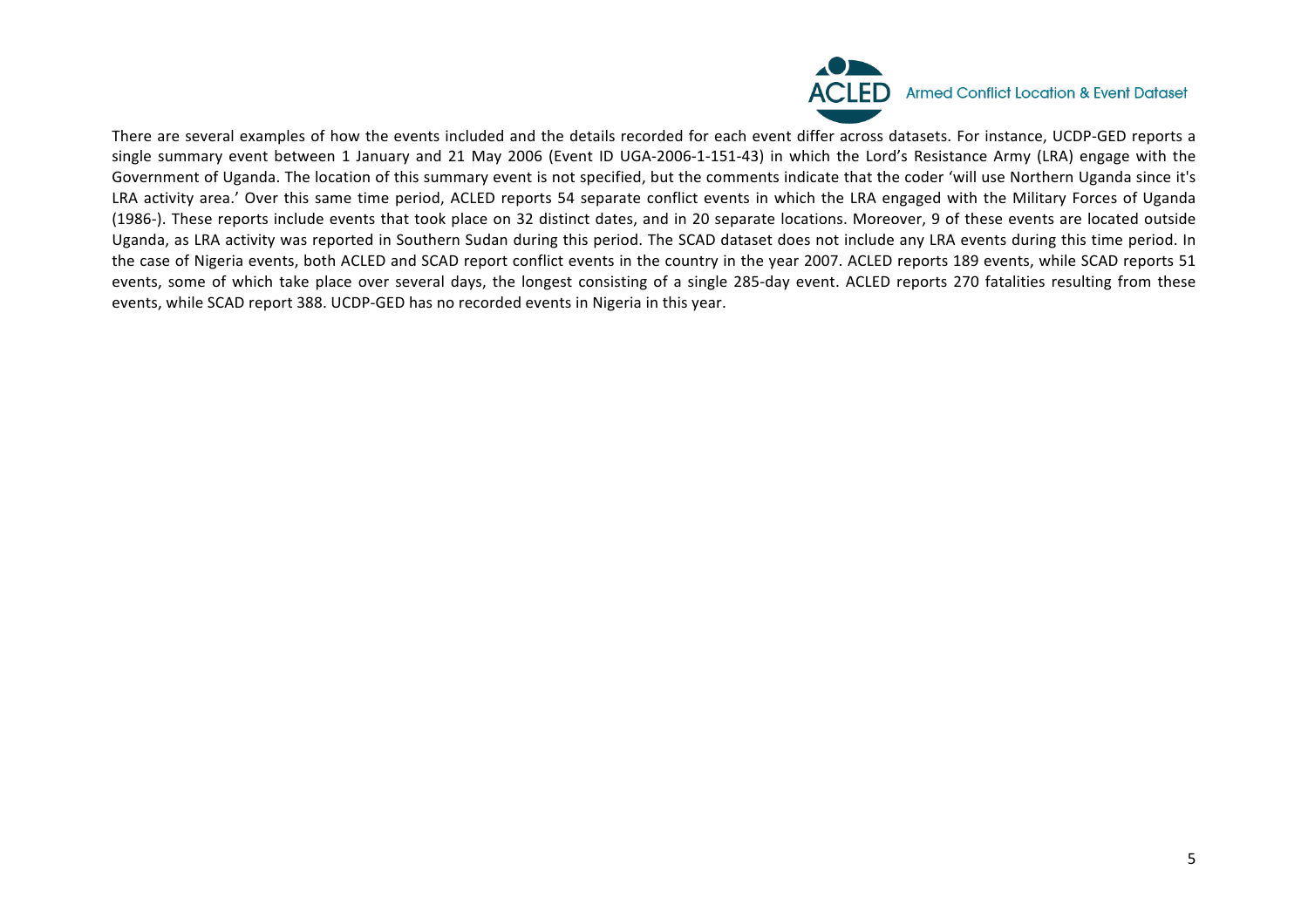There are several examples of how the events included and the details recorded for each event differ across datasets. For instance, UCDP-GED reports a single summary event between 1 January and 21 May 2006 (Event ID UGA-2006-1-151-43) in which the Lord's Resistance Army (LRA) engage with the Government of Uganda. The location of this summary event is not specified, but the comments indicate that the coder 'will use Northern Uganda since it's LRA activity area.' Over this same time period, ACLED reports 54 separate conflict events in which the LRA engaged with the Military Forces of Uganda (1986-). These reports include events that took place on 32 distinct dates, and in 20 separate locations. Moreover, 9 of these events are located outside Uganda, as LRA activity was reported in Southern Sudan during this period. The SCAD dataset does not include any LRA events during this time period. In the case of Nigeria events, both ACLED and SCAD report conflict events in the country in the year 2007. ACLED reports 189 events, while SCAD reports 51 events, some of which take place over several days, the longest consisting of a single 285-day event. ACLED reports 270 fatalities resulting from these events, while SCAD report 388. UCDP-GED has no recorded events in Nigeria in this year.